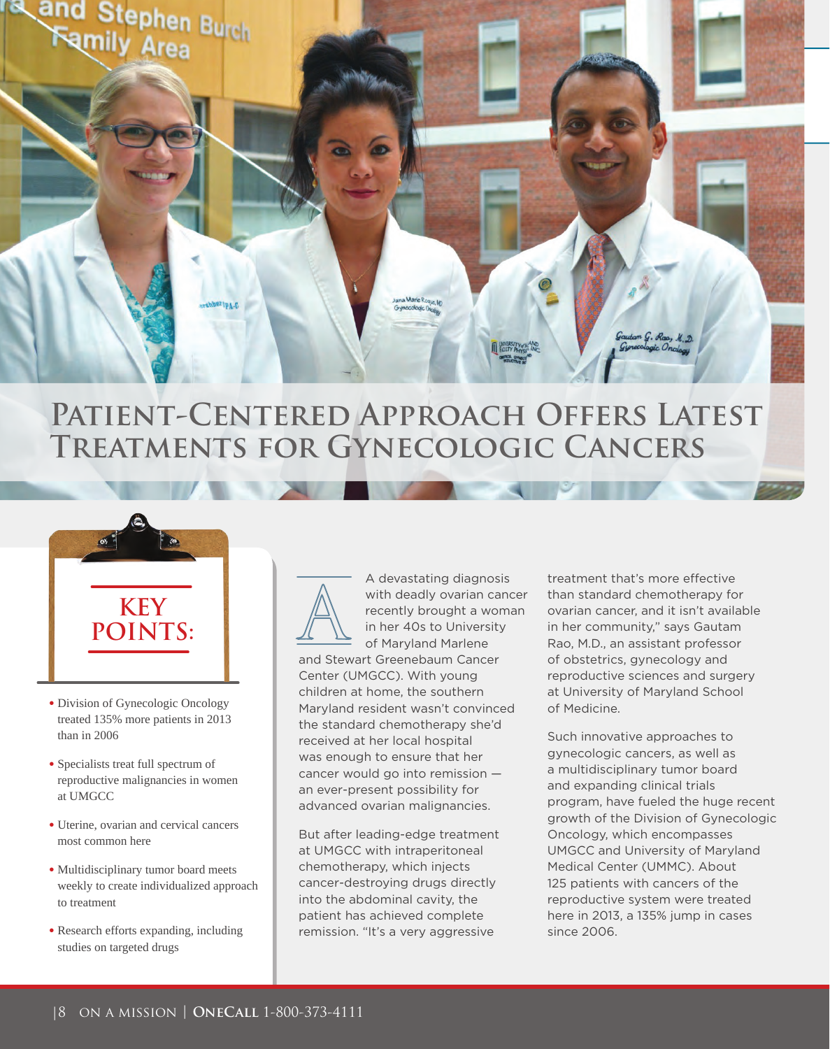# Patient-Centered Approach Offers Latest Treatments for Gynecologic Cancers

## KEY POINTS:

- Division of Gynecologic Oncology treated 135% more patients in 2013 than in 2006
- Specialists treat full spectrum of reproductive malignancies in women at UMGCC
- Uterine, ovarian and cervical cancers most common here
- Multidisciplinary tumor board meets weekly to create individualized approach to treatment
- Research efforts expanding, including studies on targeted drugs

A devastating diagnosis with deadly ovarian cancer recently brought a woman in her 40s to University of Maryland Marlene and Stewart Greenebaum Cancer Center (UMGCC). With young children at home, the southern Maryland resident wasn't convinced the standard chemotherapy she'd received at her local hospital was enough to ensure that her cancer would go into remission — an ever-present possibility for advanced ovarian malignancies.

But after leading-edge treatment at UMGCC with intraperitoneal chemotherapy, which injects cancer-destroying drugs directly into the abdominal cavity, the patient has achieved complete remission. "It's a very aggressive treatment that's more effective than standard chemotherapy for ovarian cancer, and it isn't available in her community," says Gautam Rao, M.D., an assistant professor of obstetrics, gynecology and reproductive sciences and surgery at University of Maryland School of Medicine.

Such innovative approaches to gynecologic cancers, as well as a multidisciplinary tumor board and expanding clinical trials program, have fueled the huge recent growth of the Division of Gynecologic Oncology, which encompasses UMGCC and University of Maryland Medical Center (UMMC). About 125 patients with cancers of the reproductive system were treated here in 2013, a 135% jump in cases since 2006.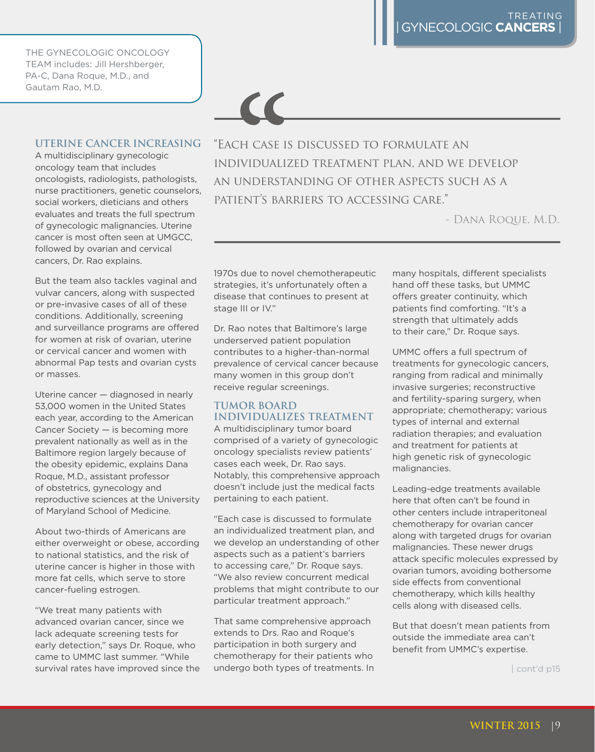THE GYNECOLOGIC ONCOLOGY TEAM includes: Jill Hershberger, PA-C, Dana Roque, M.D., and Gautam Rao, M.D.

> "Each case is discussed to formulate an individualized treatment plan, and we develop an understanding of other aspects such as a patient's barriers to accessing care."
>
> – Dana Roque, M.D.

## UTERINE CANCER INCREASING

A multidisciplinary gynecologic oncology team that includes oncologists, radiologists, pathologists, nurse practitioners, genetic counselors, social workers, dieticians and others evaluates and treats the full spectrum of gynecologic malignancies. Uterine cancer is most often seen at UMGCC, followed by ovarian and cervical cancers, Dr. Rao explains.

But the team also tackles vaginal and vulvar cancers, along with suspected or pre-invasive cases of all of these conditions. Additionally, screening and surveillance programs are offered for women at risk of ovarian, uterine or cervical cancer and women with abnormal Pap tests and ovarian cysts or masses.

Uterine cancer — diagnosed in nearly 53,000 women in the United States each year, according to the American Cancer Society — is becoming more prevalent nationally as well as in the Baltimore region largely because of the obesity epidemic, explains Dana Roque, M.D., assistant professor of obstetrics, gynecology and reproductive sciences at the University of Maryland School of Medicine.

About two-thirds of Americans are either overweight or obese, according to national statistics, and the risk of uterine cancer is higher in those with more fat cells, which serve to store cancer-fueling estrogen.

"We treat many patients with advanced ovarian cancer, since we lack adequate screening tests for early detection," says Dr. Roque, who came to UMMC last summer. "While survival rates have improved since the 1970s due to novel chemotherapeutic strategies, it's unfortunately often a disease that continues to present at stage III or IV."

Dr. Rao notes that Baltimore's large underserved patient population contributes to a higher-than-normal prevalence of cervical cancer because many women in this group don't receive regular screenings.

## TUMOR BOARD INDIVIDUALIZES TREATMENT

A multidisciplinary tumor board comprised of a variety of gynecologic oncology specialists review patients' cases each week, Dr. Rao says. Notably, this comprehensive approach doesn't include just the medical facts pertaining to each patient.

"Each case is discussed to formulate an individualized treatment plan, and we develop an understanding of other aspects such as a patient's barriers to accessing care," Dr. Roque says. "We also review concurrent medical problems that might contribute to our particular treatment approach."

That same comprehensive approach extends to Drs. Rao and Roque's participation in both surgery and chemotherapy for their patients who undergo both types of treatments. In many hospitals, different specialists hand off these tasks, but UMMC offers greater continuity, which patients find comforting. "It's a strength that ultimately adds to their care," Dr. Roque says.

UMMC offers a full spectrum of treatments for gynecologic cancers, ranging from radical and minimally invasive surgeries; reconstructive and fertility-sparing surgery, when appropriate; chemotherapy; various types of internal and external radiation therapies; and evaluation and treatment for patients at high genetic risk of gynecologic malignancies.

Leading-edge treatments available here that often can't be found in other centers include intraperitoneal chemotherapy for ovarian cancer along with targeted drugs for ovarian malignancies. These newer drugs attack specific molecules expressed by ovarian tumors, avoiding bothersome side effects from conventional chemotherapy, which kills healthy cells along with diseased cells.

But that doesn't mean patients from outside the immediate area can't benefit from UMMC's expertise.

| cont'd p15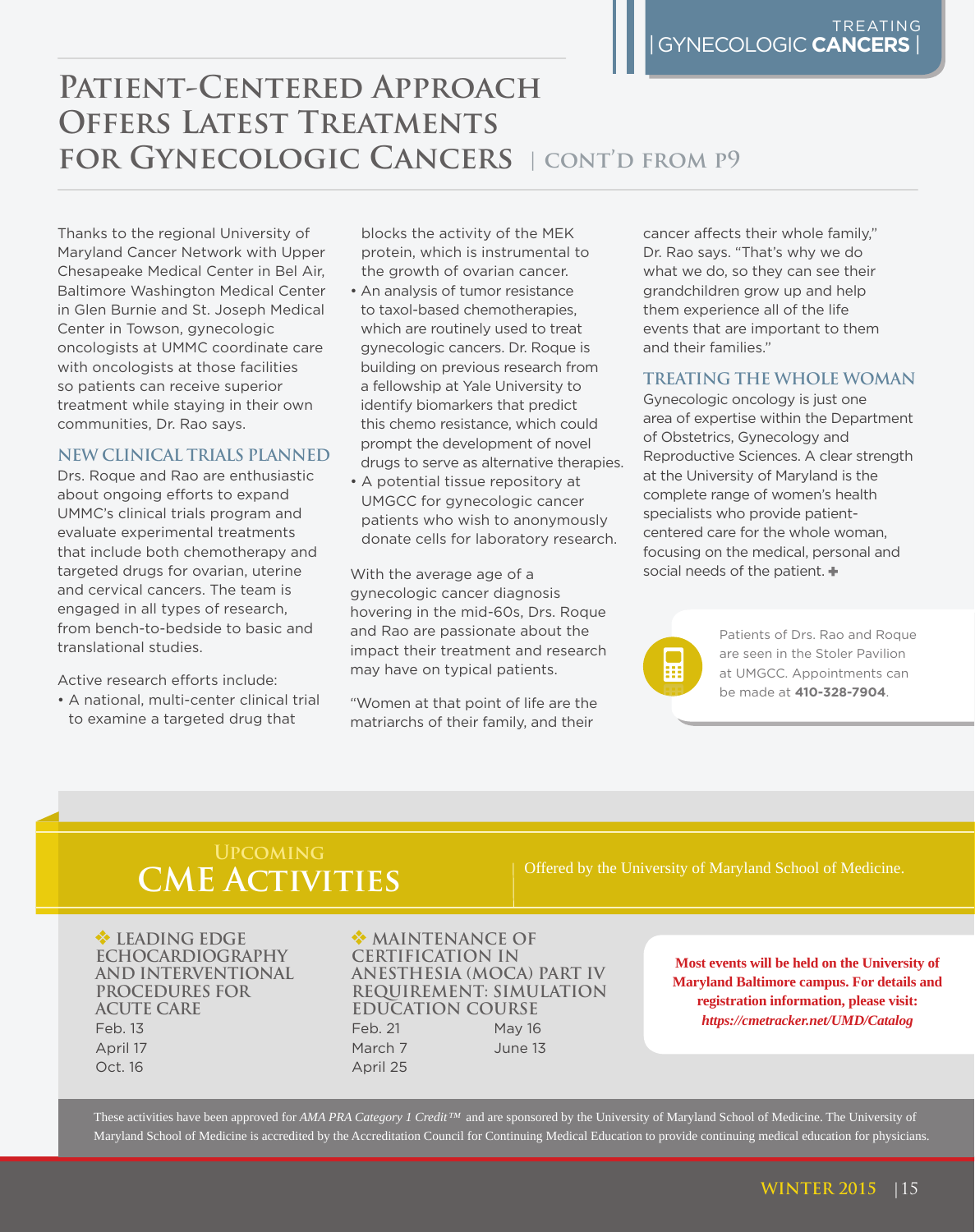# Patient-Centered Approach Offers Latest Treatments for Gynecologic Cancers | cont'd from p9

Thanks to the regional University of Maryland Cancer Network with Upper Chesapeake Medical Center in Bel Air, Baltimore Washington Medical Center in Glen Burnie and St. Joseph Medical Center in Towson, gynecologic oncologists at UMMC coordinate care with oncologists at those facilities so patients can receive superior treatment while staying in their own communities, Dr. Rao says.

## New Clinical Trials Planned

Drs. Roque and Rao are enthusiastic about ongoing efforts to expand UMMC's clinical trials program and evaluate experimental treatments that include both chemotherapy and targeted drugs for ovarian, uterine and cervical cancers. The team is engaged in all types of research, from bench-to-bedside to basic and translational studies.

Active research efforts include:

- A national, multi-center clinical trial to examine a targeted drug that blocks the activity of the MEK protein, which is instrumental to the growth of ovarian cancer.
- An analysis of tumor resistance to taxol-based chemotherapies, which are routinely used to treat gynecologic cancers. Dr. Roque is building on previous research from a fellowship at Yale University to identify biomarkers that predict this chemo resistance, which could prompt the development of novel drugs to serve as alternative therapies.
- A potential tissue repository at UMGCC for gynecologic cancer patients who wish to anonymously donate cells for laboratory research.

With the average age of a gynecologic cancer diagnosis hovering in the mid-60s, Drs. Roque and Rao are passionate about the impact their treatment and research may have on typical patients.

"Women at that point of life are the matriarchs of their family, and their cancer affects their whole family," Dr. Rao says. "That's why we do what we do, so they can see their grandchildren grow up and help them experience all of the life events that are important to them and their families."

## Treating the Whole Woman

Gynecologic oncology is just one area of expertise within the Department of Obstetrics, Gynecology and Reproductive Sciences. A clear strength at the University of Maryland is the complete range of women's health specialists who provide patient-centered care for the whole woman, focusing on the medical, personal and social needs of the patient. +

Patients of Drs. Rao and Roque are seen in the Stoler Pavilion at UMGCC. Appointments can be made at **410-328-7904**.

# Upcoming CME Activities

Offered by the University of Maryland School of Medicine.

### Leading Edge Echocardiography and Interventional Procedures for Acute Care

Feb. 13
April 17
Oct. 16

### Maintenance of Certification in Anesthesia (MOCA) Part IV Requirement: Simulation Education Course

Feb. 21
March 7
April 25
May 16
June 13

**Most events will be held on the University of Maryland Baltimore campus. For details and registration information, please visit: *https://cmetracker.net/UMD/Catalog***

These activities have been approved for *AMA PRA Category 1 Credit™* and are sponsored by the University of Maryland School of Medicine. The University of Maryland School of Medicine is accredited by the Accreditation Council for Continuing Medical Education to provide continuing medical education for physicians.